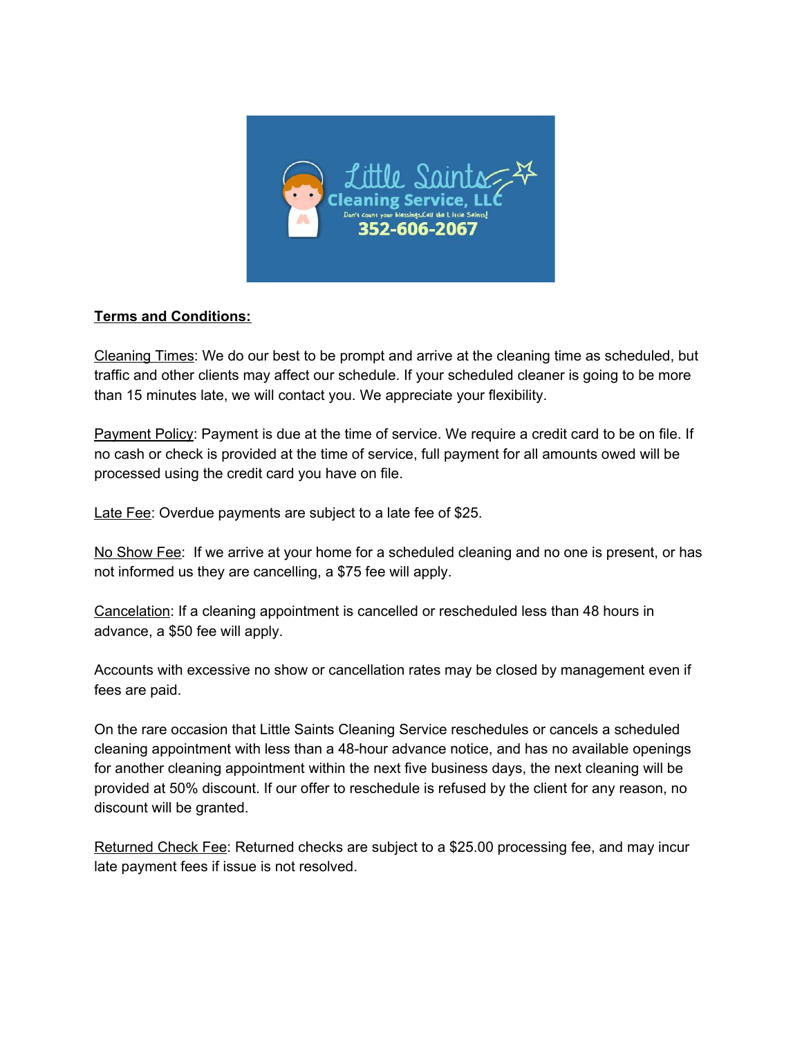**Terms and Conditions:**

Cleaning Times: We do our best to be prompt and arrive at the cleaning time as scheduled, but traffic and other clients may affect our schedule. If your scheduled cleaner is going to be more than 15 minutes late, we will contact you. We appreciate your flexibility.

Payment Policy: Payment is due at the time of service. We require a credit card to be on file. If no cash or check is provided at the time of service, full payment for all amounts owed will be processed using the credit card you have on file.

Late Fee: Overdue payments are subject to a late fee of $25.

No Show Fee: If we arrive at your home for a scheduled cleaning and no one is present, or has not informed us they are cancelling, a $75 fee will apply.

Cancelation: If a cleaning appointment is cancelled or rescheduled less than 48 hours in advance, a $50 fee will apply.

Accounts with excessive no show or cancellation rates may be closed by management even if fees are paid.

On the rare occasion that Little Saints Cleaning Service reschedules or cancels a scheduled cleaning appointment with less than a 48-hour advance notice, and has no available openings for another cleaning appointment within the next five business days, the next cleaning will be provided at 50% discount. If our offer to reschedule is refused by the client for any reason, no discount will be granted.

Returned Check Fee: Returned checks are subject to a $25.00 processing fee, and may incur late payment fees if issue is not resolved.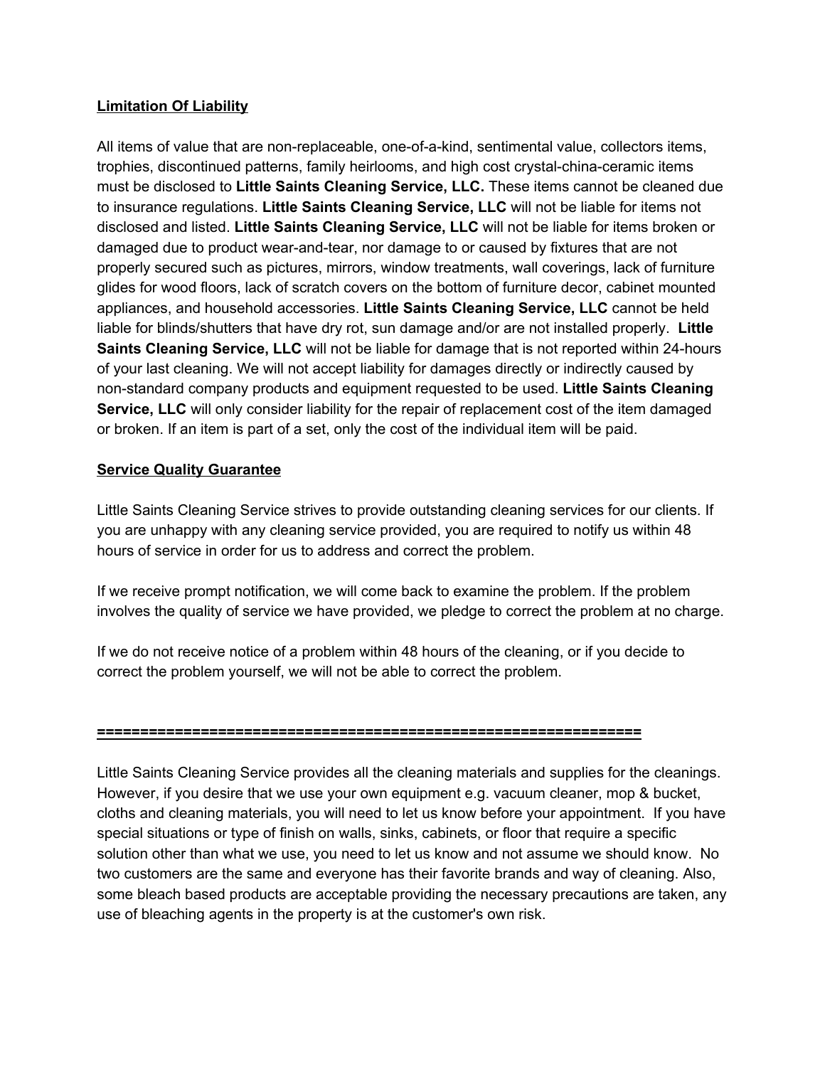**Limitation Of Liability**

All items of value that are non-replaceable, one-of-a-kind, sentimental value, collectors items, trophies, discontinued patterns, family heirlooms, and high cost crystal-china-ceramic items must be disclosed to **Little Saints Cleaning Service, LLC.** These items cannot be cleaned due to insurance regulations. **Little Saints Cleaning Service, LLC** will not be liable for items not disclosed and listed. **Little Saints Cleaning Service, LLC** will not be liable for items broken or damaged due to product wear-and-tear, nor damage to or caused by fixtures that are not properly secured such as pictures, mirrors, window treatments, wall coverings, lack of furniture glides for wood floors, lack of scratch covers on the bottom of furniture decor, cabinet mounted appliances, and household accessories. **Little Saints Cleaning Service, LLC** cannot be held liable for blinds/shutters that have dry rot, sun damage and/or are not installed properly. **Little Saints Cleaning Service, LLC** will not be liable for damage that is not reported within 24-hours of your last cleaning. We will not accept liability for damages directly or indirectly caused by non-standard company products and equipment requested to be used. **Little Saints Cleaning Service, LLC** will only consider liability for the repair of replacement cost of the item damaged or broken. If an item is part of a set, only the cost of the individual item will be paid.

**Service Quality Guarantee**

Little Saints Cleaning Service strives to provide outstanding cleaning services for our clients. If you are unhappy with any cleaning service provided, you are required to notify us within 48 hours of service in order for us to address and correct the problem.

If we receive prompt notification, we will come back to examine the problem. If the problem involves the quality of service we have provided, we pledge to correct the problem at no charge.

If we do not receive notice of a problem within 48 hours of the cleaning, or if you decide to correct the problem yourself, we will not be able to correct the problem.

**================================================================**

Little Saints Cleaning Service provides all the cleaning materials and supplies for the cleanings. However, if you desire that we use your own equipment e.g. vacuum cleaner, mop & bucket, cloths and cleaning materials, you will need to let us know before your appointment. If you have special situations or type of finish on walls, sinks, cabinets, or floor that require a specific solution other than what we use, you need to let us know and not assume we should know. No two customers are the same and everyone has their favorite brands and way of cleaning. Also, some bleach based products are acceptable providing the necessary precautions are taken, any use of bleaching agents in the property is at the customer's own risk.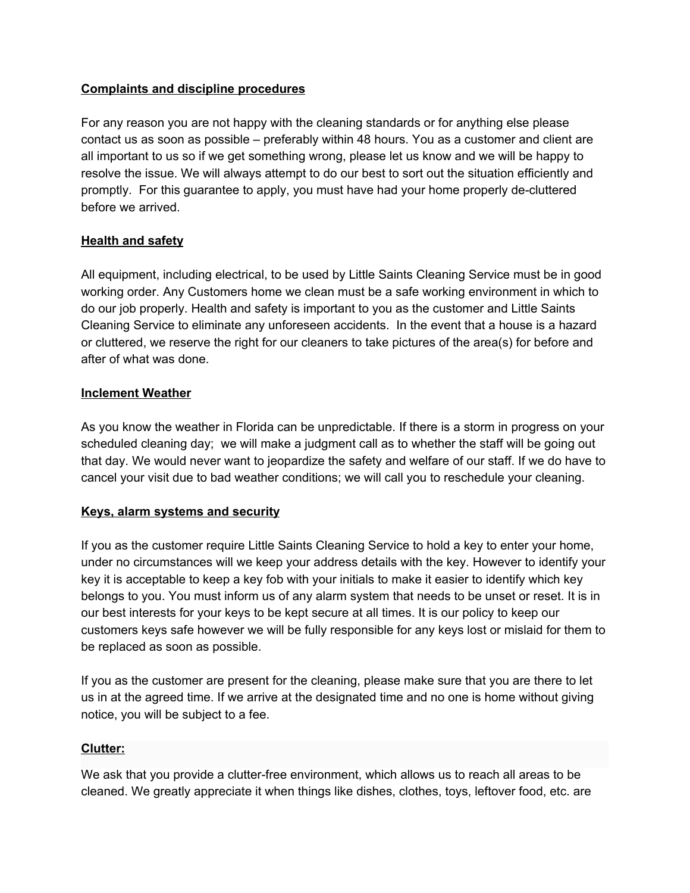**Complaints and discipline procedures**

For any reason you are not happy with the cleaning standards or for anything else please contact us as soon as possible – preferably within 48 hours. You as a customer and client are all important to us so if we get something wrong, please let us know and we will be happy to resolve the issue. We will always attempt to do our best to sort out the situation efficiently and promptly. For this guarantee to apply, you must have had your home properly de-cluttered before we arrived.

**Health and safety**

All equipment, including electrical, to be used by Little Saints Cleaning Service must be in good working order. Any Customers home we clean must be a safe working environment in which to do our job properly. Health and safety is important to you as the customer and Little Saints Cleaning Service to eliminate any unforeseen accidents. In the event that a house is a hazard or cluttered, we reserve the right for our cleaners to take pictures of the area(s) for before and after of what was done.

**Inclement Weather**

As you know the weather in Florida can be unpredictable. If there is a storm in progress on your scheduled cleaning day; we will make a judgment call as to whether the staff will be going out that day. We would never want to jeopardize the safety and welfare of our staff. If we do have to cancel your visit due to bad weather conditions; we will call you to reschedule your cleaning.

**Keys, alarm systems and security**

If you as the customer require Little Saints Cleaning Service to hold a key to enter your home, under no circumstances will we keep your address details with the key. However to identify your key it is acceptable to keep a key fob with your initials to make it easier to identify which key belongs to you. You must inform us of any alarm system that needs to be unset or reset. It is in our best interests for your keys to be kept secure at all times. It is our policy to keep our customers keys safe however we will be fully responsible for any keys lost or mislaid for them to be replaced as soon as possible.

If you as the customer are present for the cleaning, please make sure that you are there to let us in at the agreed time. If we arrive at the designated time and no one is home without giving notice, you will be subject to a fee.

**Clutter:**

We ask that you provide a clutter-free environment, which allows us to reach all areas to be cleaned. We greatly appreciate it when things like dishes, clothes, toys, leftover food, etc. are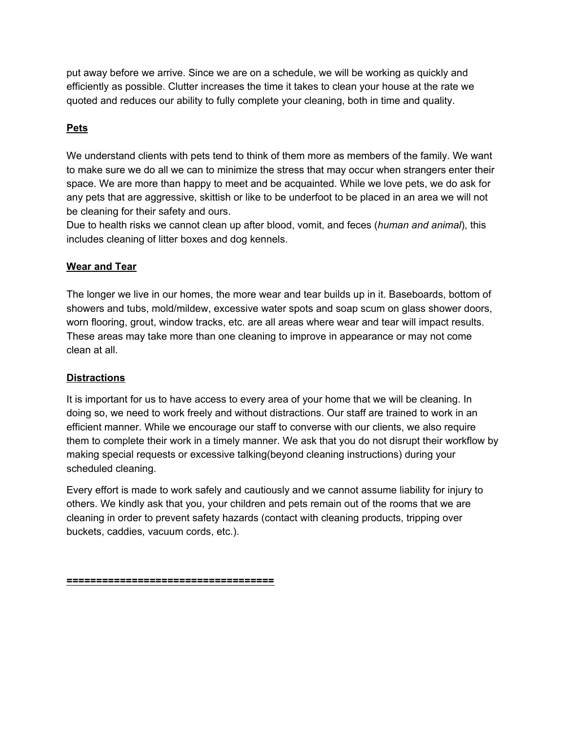put away before we arrive. Since we are on a schedule, we will be working as quickly and efficiently as possible. Clutter increases the time it takes to clean your house at the rate we quoted and reduces our ability to fully complete your cleaning, both in time and quality.

**Pets**

We understand clients with pets tend to think of them more as members of the family. We want to make sure we do all we can to minimize the stress that may occur when strangers enter their space. We are more than happy to meet and be acquainted. While we love pets, we do ask for any pets that are aggressive, skittish or like to be underfoot to be placed in an area we will not be cleaning for their safety and ours.
Due to health risks we cannot clean up after blood, vomit, and feces (*human and animal*), this includes cleaning of litter boxes and dog kennels.

**Wear and Tear**

The longer we live in our homes, the more wear and tear builds up in it. Baseboards, bottom of showers and tubs, mold/mildew, excessive water spots and soap scum on glass shower doors, worn flooring, grout, window tracks, etc. are all areas where wear and tear will impact results. These areas may take more than one cleaning to improve in appearance or may not come clean at all.

**Distractions**

It is important for us to have access to every area of your home that we will be cleaning. In doing so, we need to work freely and without distractions. Our staff are trained to work in an efficient manner. While we encourage our staff to converse with our clients, we also require them to complete their work in a timely manner. We ask that you do not disrupt their workflow by making special requests or excessive talking(beyond cleaning instructions) during your scheduled cleaning.

Every effort is made to work safely and cautiously and we cannot assume liability for injury to others. We kindly ask that you, your children and pets remain out of the rooms that we are cleaning in order to prevent safety hazards (contact with cleaning products, tripping over buckets, caddies, vacuum cords, etc.).

**===================================**